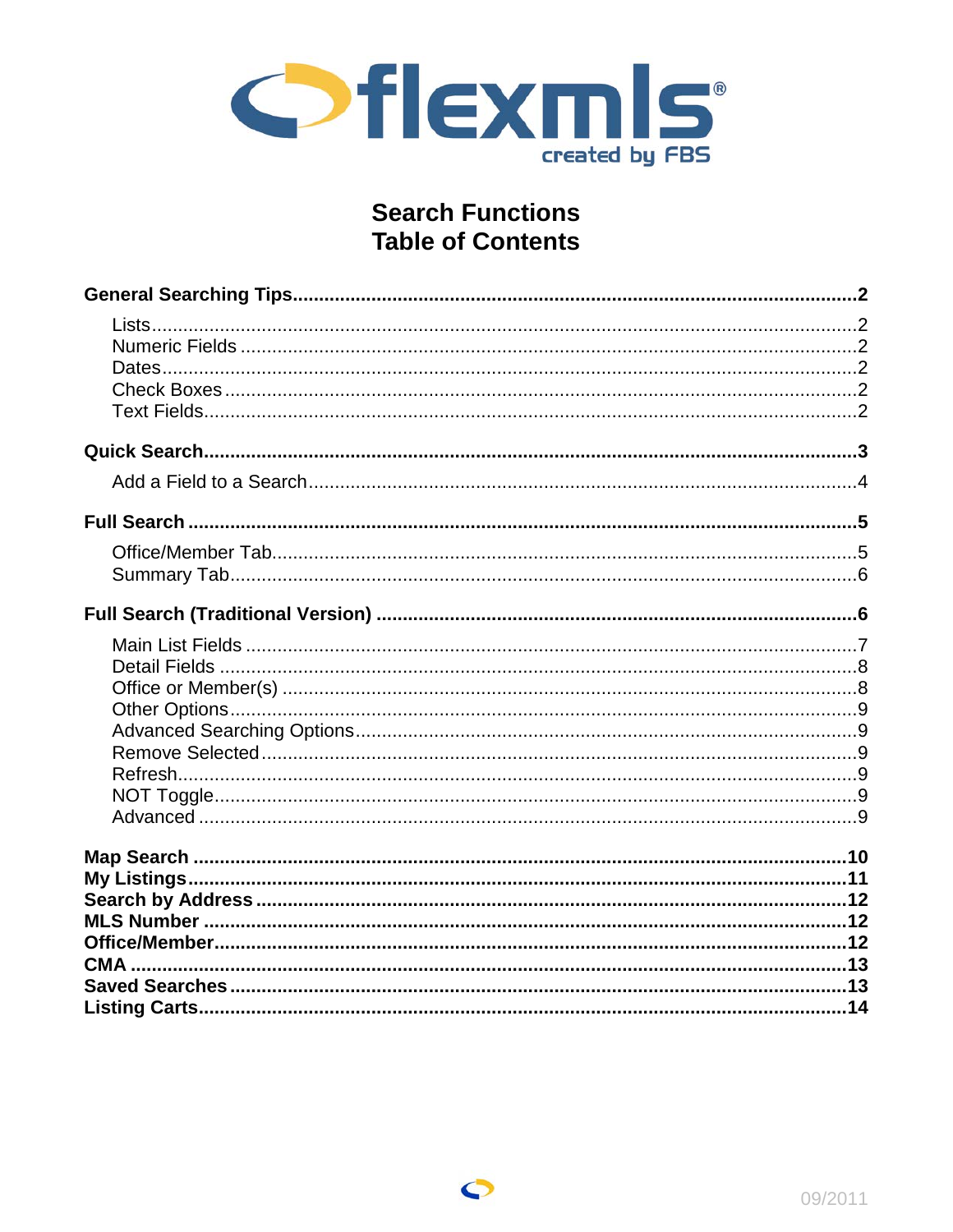flexmls
created by FBS

# Search Functions
# Table of Contents

**General Searching Tips**.......................................................................................................**2**

- Lists.......................................................................................................2
- Numeric Fields .......................................................................................................2
- Dates.......................................................................................................2
- Check Boxes .......................................................................................................2
- Text Fields.......................................................................................................2

**Quick Search**.......................................................................................................**3**

- Add a Field to a Search.......................................................................................................4

**Full Search** .......................................................................................................**5**

- Office/Member Tab.......................................................................................................5
- Summary Tab.......................................................................................................6

**Full Search (Traditional Version)** .......................................................................................................**6**

- Main List Fields .......................................................................................................7
- Detail Fields .......................................................................................................8
- Office or Member(s) .......................................................................................................8
- Other Options.......................................................................................................9
- Advanced Searching Options.......................................................................................................9
- Remove Selected.......................................................................................................9
- Refresh.......................................................................................................9
- NOT Toggle.......................................................................................................9
- Advanced .......................................................................................................9

**Map Search** .......................................................................................................**10**
**My Listings**.......................................................................................................**11**
**Search by Address** .......................................................................................................**12**
**MLS Number** .......................................................................................................**12**
**Office/Member**.......................................................................................................**12**
**CMA** .......................................................................................................**13**
**Saved Searches**.......................................................................................................**13**
**Listing Carts**.......................................................................................................**14**

09/2011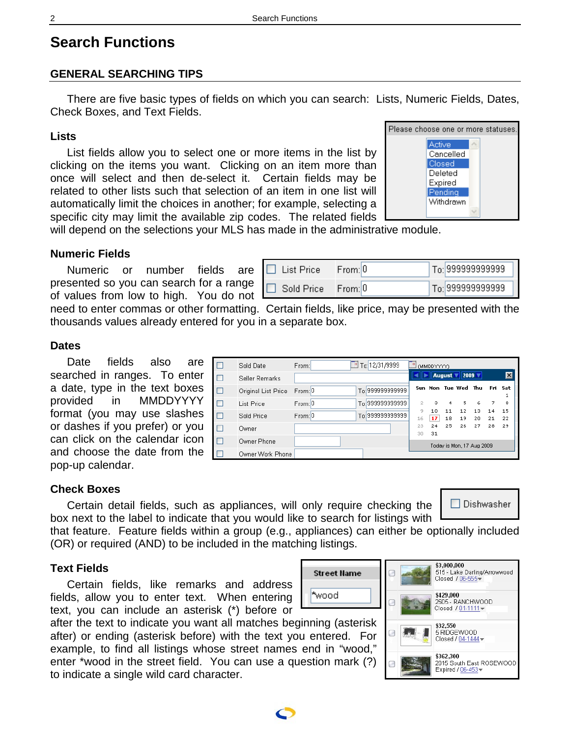# Search Functions

## GENERAL SEARCHING TIPS

There are five basic types of fields on which you can search: Lists, Numeric Fields, Dates, Check Boxes, and Text Fields.

### Lists

List fields allow you to select one or more items in the list by clicking on the items you want. Clicking on an item more than once will select and then de-select it. Certain fields may be related to other lists such that selection of an item in one list will automatically limit the choices in another; for example, selecting a specific city may limit the available zip codes. The related fields will depend on the selections your MLS has made in the administrative module.

### Numeric Fields

Numeric or number fields are presented so you can search for a range of values from low to high. You do not need to enter commas or other formatting. Certain fields, like price, may be presented with the thousands values already entered for you in a separate box.

### Dates

Date fields also are searched in ranges. To enter a date, type in the text boxes provided in MMDDYYYY format (you may use slashes or dashes if you prefer) or you can click on the calendar icon and choose the date from the pop-up calendar.

### Check Boxes

Certain detail fields, such as appliances, will only require checking the box next to the label to indicate that you would like to search for listings with that feature. Feature fields within a group (e.g., appliances) can either be optionally included (OR) or required (AND) to be included in the matching listings.

### Text Fields

Certain fields, like remarks and address fields, allow you to enter text. When entering text, you can include an asterisk (*) before or after the text to indicate you want all matches beginning (asterisk after) or ending (asterisk before) with the text you entered. For example, to find all listings whose street names end in "wood," enter *wood in the street field. You can use a question mark (?) to indicate a single wild card character.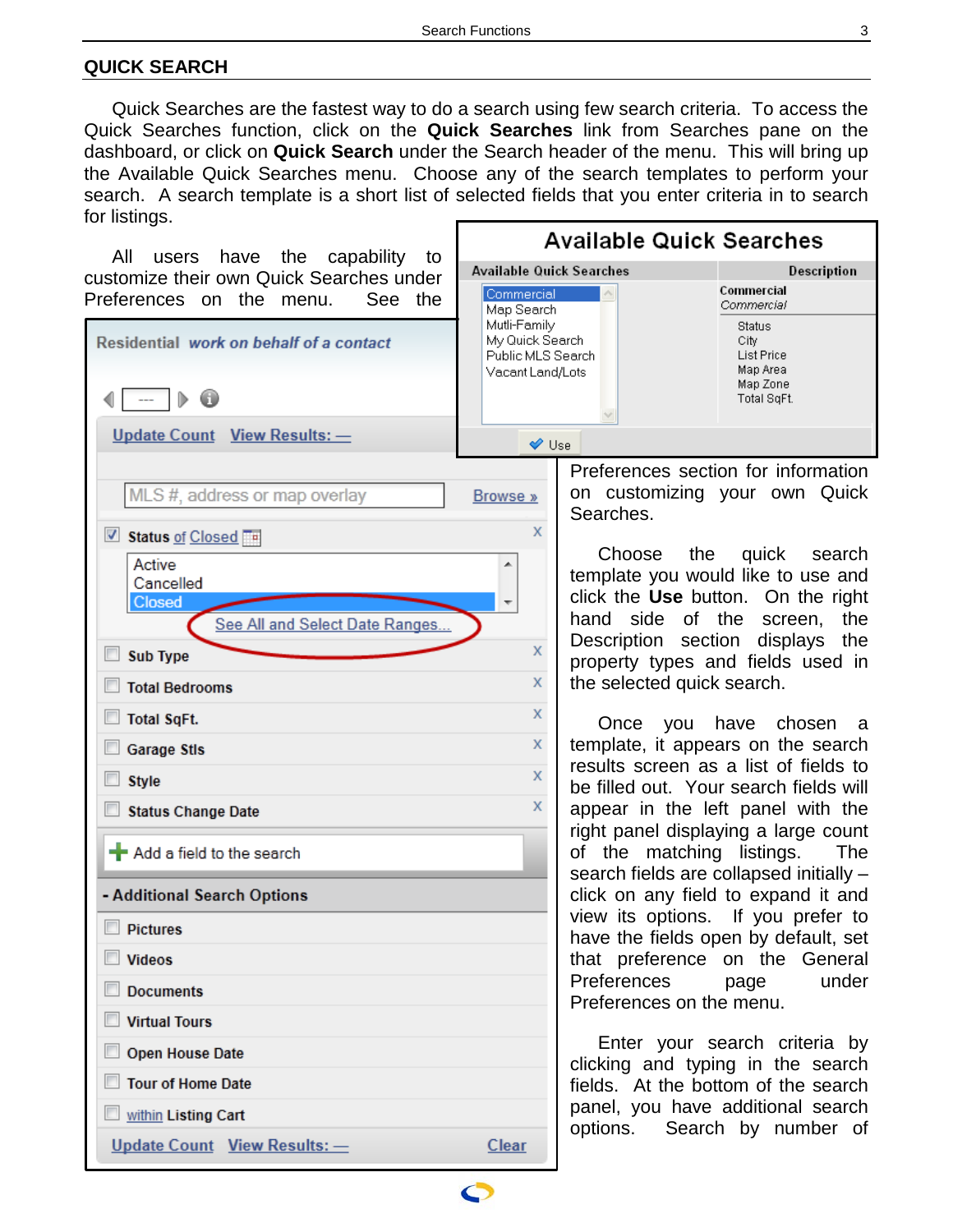## QUICK SEARCH

Quick Searches are the fastest way to do a search using few search criteria. To access the Quick Searches function, click on the **Quick Searches** link from Searches pane on the dashboard, or click on **Quick Search** under the Search header of the menu. This will bring up the Available Quick Searches menu. Choose any of the search templates to perform your search. A search template is a short list of selected fields that you enter criteria in to search for listings.

All users have the capability to customize their own Quick Searches under Preferences on the menu. See the Preferences section for information on customizing your own Quick Searches.

Choose the quick search template you would like to use and click the **Use** button. On the right hand side of the screen, the Description section displays the property types and fields used in the selected quick search.

Once you have chosen a template, it appears on the search results screen as a list of fields to be filled out. Your search fields will appear in the left panel with the right panel displaying a large count of the matching listings. The search fields are collapsed initially – click on any field to expand it and view its options. If you prefer to have the fields open by default, set that preference on the General Preferences page under Preferences on the menu.

Enter your search criteria by clicking and typing in the search fields. At the bottom of the search panel, you have additional search options. Search by number of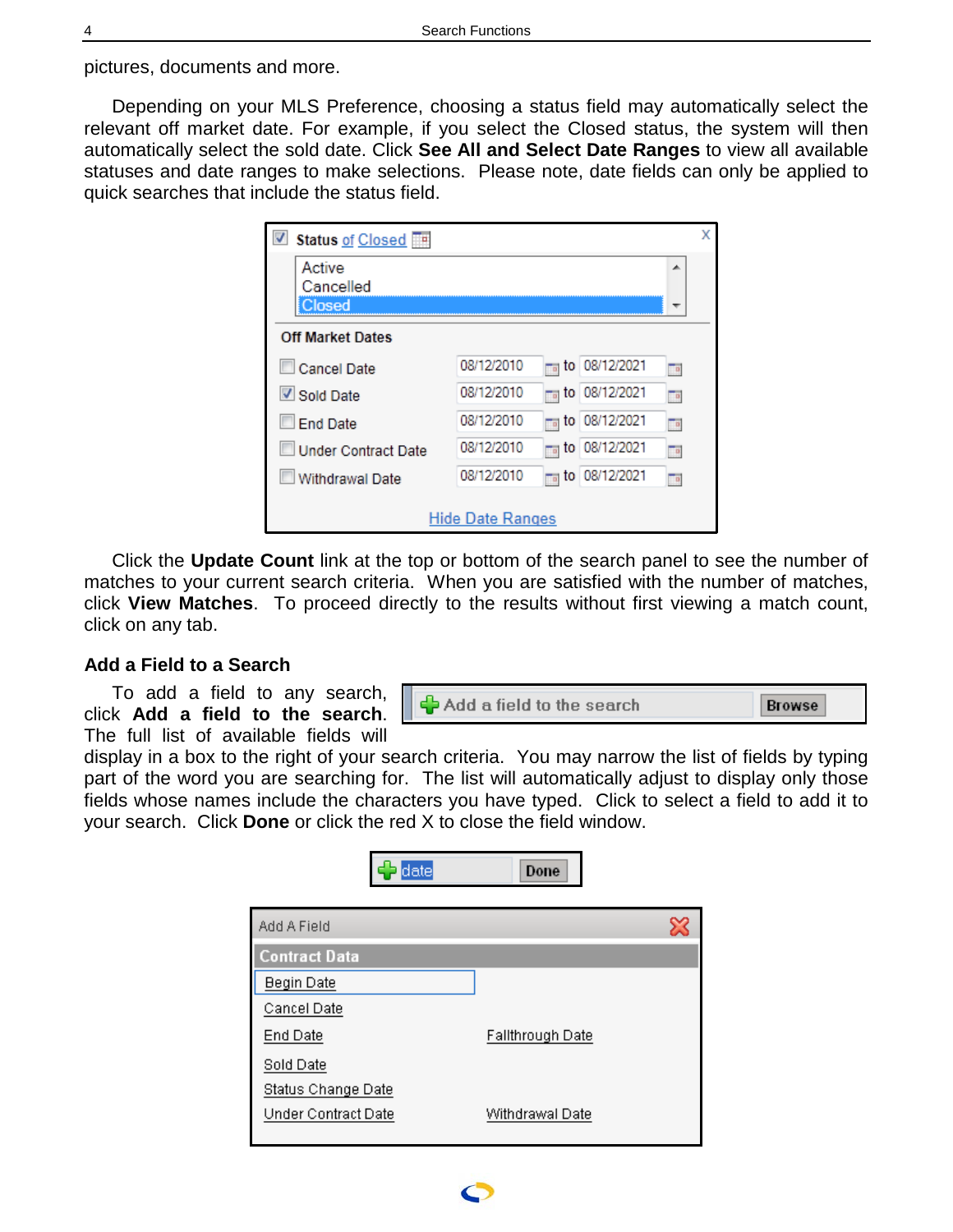pictures, documents and more.

Depending on your MLS Preference, choosing a status field may automatically select the relevant off market date. For example, if you select the Closed status, the system will then automatically select the sold date. Click **See All and Select Date Ranges** to view all available statuses and date ranges to make selections. Please note, date fields can only be applied to quick searches that include the status field.

Click the **Update Count** link at the top or bottom of the search panel to see the number of matches to your current search criteria. When you are satisfied with the number of matches, click **View Matches**. To proceed directly to the results without first viewing a match count, click on any tab.

### Add a Field to a Search

To add a field to any search, click **Add a field to the search**. The full list of available fields will display in a box to the right of your search criteria. You may narrow the list of fields by typing part of the word you are searching for. The list will automatically adjust to display only those fields whose names include the characters you have typed. Click to select a field to add it to your search. Click **Done** or click the red X to close the field window.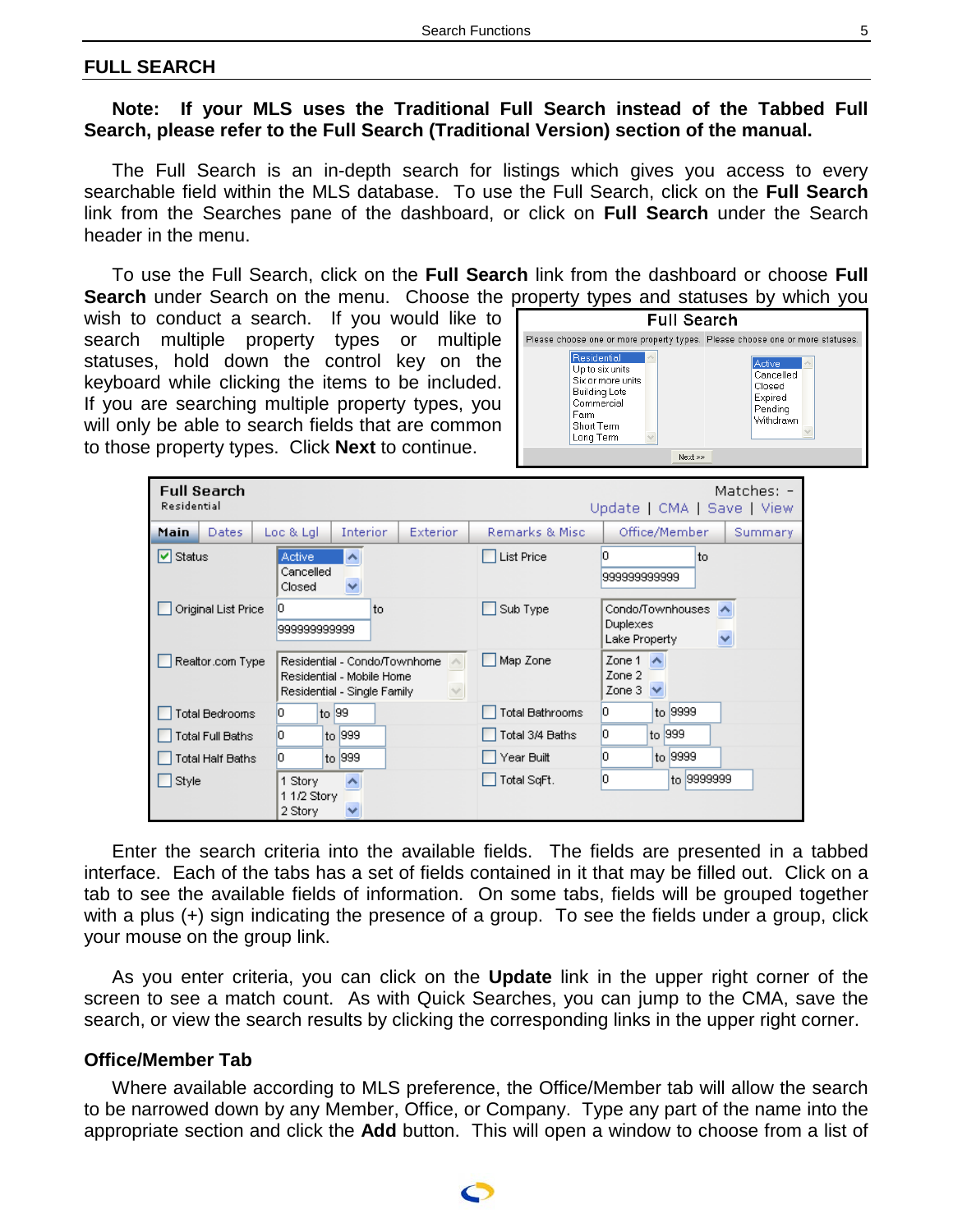## FULL SEARCH

**Note: If your MLS uses the Traditional Full Search instead of the Tabbed Full Search, please refer to the Full Search (Traditional Version) section of the manual.**

The Full Search is an in-depth search for listings which gives you access to every searchable field within the MLS database. To use the Full Search, click on the **Full Search** link from the Searches pane of the dashboard, or click on **Full Search** under the Search header in the menu.

To use the Full Search, click on the **Full Search** link from the dashboard or choose **Full Search** under Search on the menu. Choose the property types and statuses by which you wish to conduct a search. If you would like to search multiple property types or multiple statuses, hold down the control key on the keyboard while clicking the items to be included. If you are searching multiple property types, you will only be able to search fields that are common to those property types. Click **Next** to continue.

Enter the search criteria into the available fields. The fields are presented in a tabbed interface. Each of the tabs has a set of fields contained in it that may be filled out. Click on a tab to see the available fields of information. On some tabs, fields will be grouped together with a plus (+) sign indicating the presence of a group. To see the fields under a group, click your mouse on the group link.

As you enter criteria, you can click on the **Update** link in the upper right corner of the screen to see a match count. As with Quick Searches, you can jump to the CMA, save the search, or view the search results by clicking the corresponding links in the upper right corner.

### Office/Member Tab

Where available according to MLS preference, the Office/Member tab will allow the search to be narrowed down by any Member, Office, or Company. Type any part of the name into the appropriate section and click the **Add** button. This will open a window to choose from a list of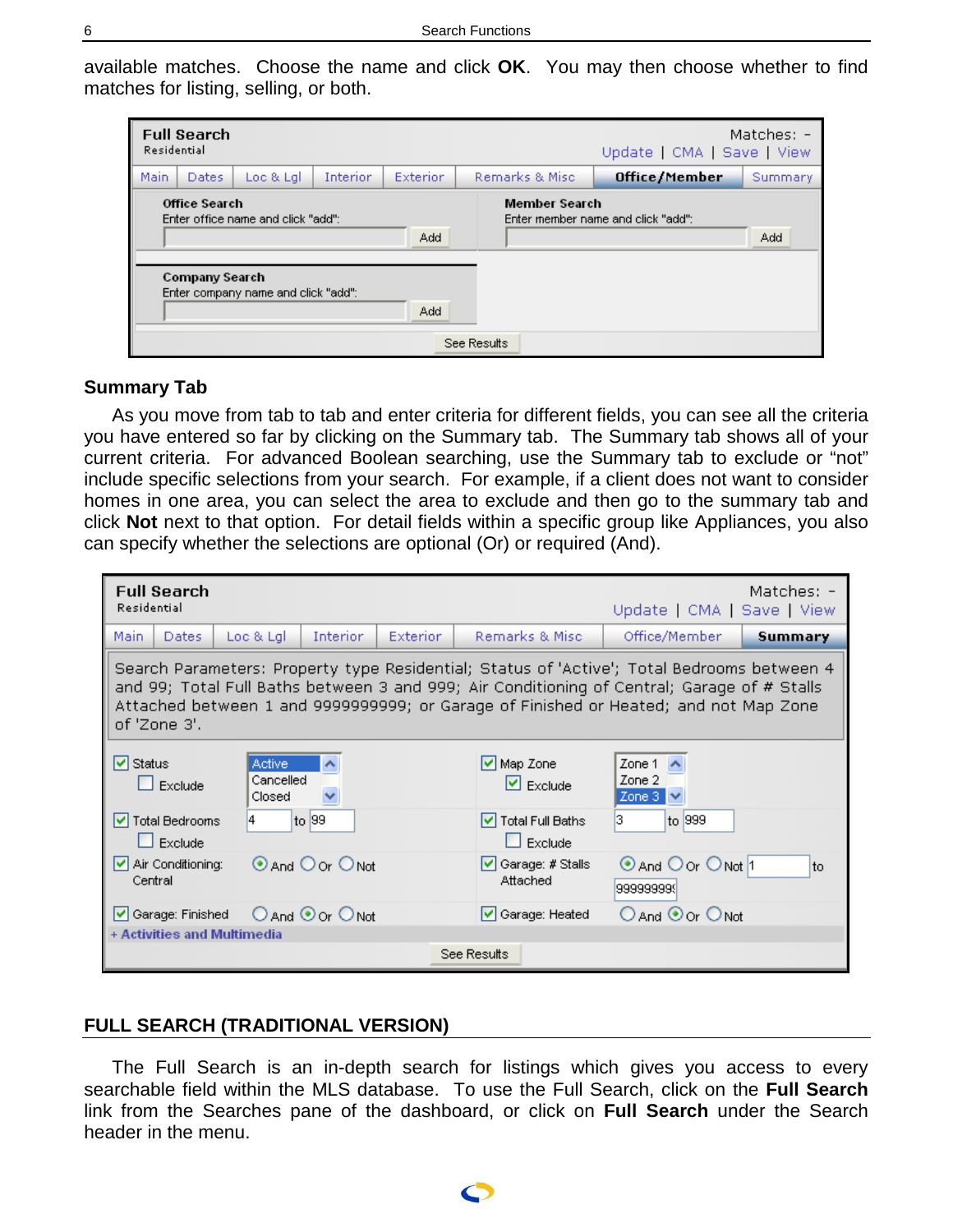available matches. Choose the name and click **OK**. You may then choose whether to find matches for listing, selling, or both.

### Summary Tab

As you move from tab to tab and enter criteria for different fields, you can see all the criteria you have entered so far by clicking on the Summary tab. The Summary tab shows all of your current criteria. For advanced Boolean searching, use the Summary tab to exclude or "not" include specific selections from your search. For example, if a client does not want to consider homes in one area, you can select the area to exclude and then go to the summary tab and click **Not** next to that option. For detail fields within a specific group like Appliances, you also can specify whether the selections are optional (Or) or required (And).

## FULL SEARCH (TRADITIONAL VERSION)

The Full Search is an in-depth search for listings which gives you access to every searchable field within the MLS database. To use the Full Search, click on the **Full Search** link from the Searches pane of the dashboard, or click on **Full Search** under the Search header in the menu.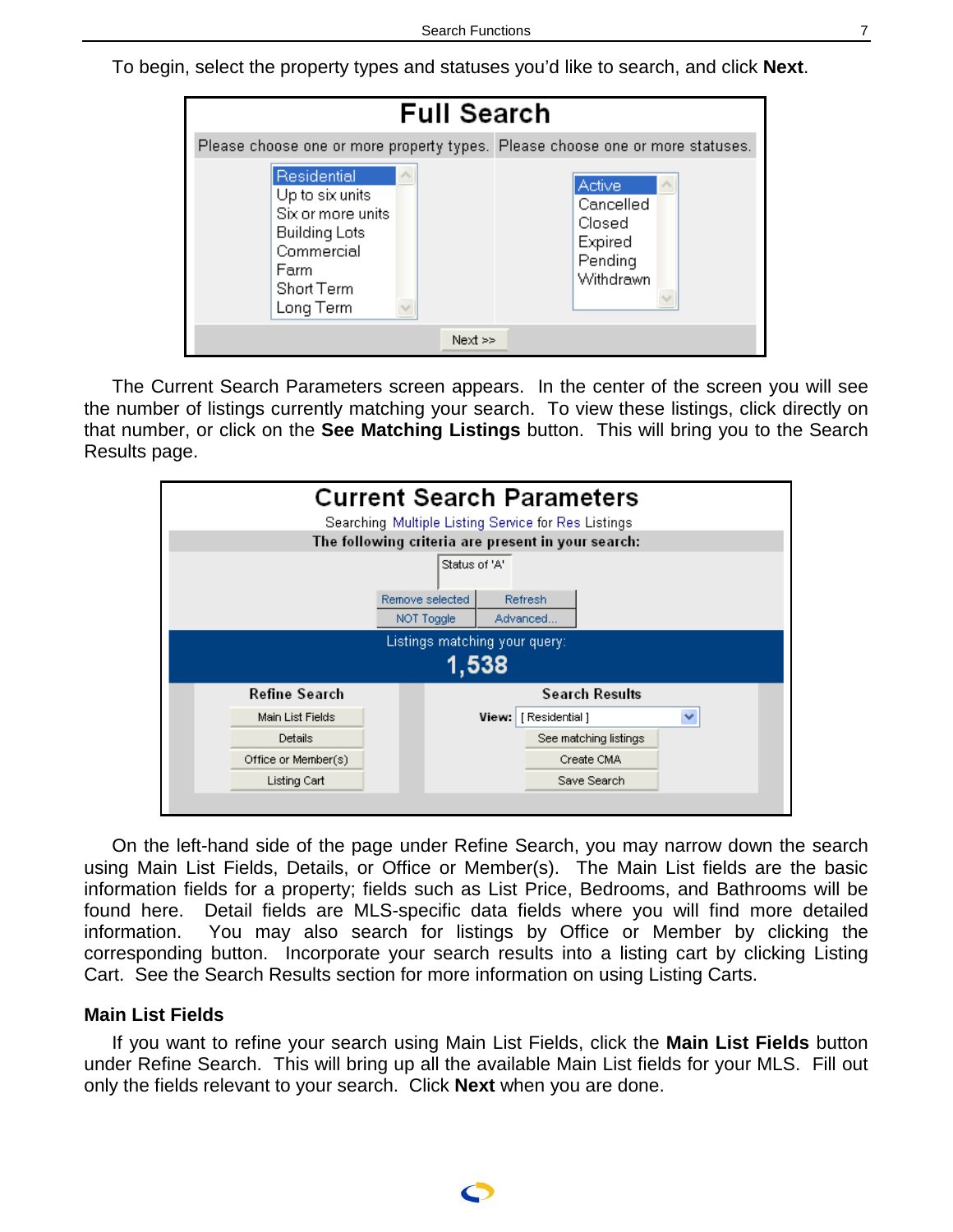To begin, select the property types and statuses you'd like to search, and click **Next**.

The Current Search Parameters screen appears. In the center of the screen you will see the number of listings currently matching your search. To view these listings, click directly on that number, or click on the **See Matching Listings** button. This will bring you to the Search Results page.

On the left-hand side of the page under Refine Search, you may narrow down the search using Main List Fields, Details, or Office or Member(s). The Main List fields are the basic information fields for a property; fields such as List Price, Bedrooms, and Bathrooms will be found here. Detail fields are MLS-specific data fields where you will find more detailed information. You may also search for listings by Office or Member by clicking the corresponding button. Incorporate your search results into a listing cart by clicking Listing Cart. See the Search Results section for more information on using Listing Carts.

### Main List Fields

If you want to refine your search using Main List Fields, click the **Main List Fields** button under Refine Search. This will bring up all the available Main List fields for your MLS. Fill out only the fields relevant to your search. Click **Next** when you are done.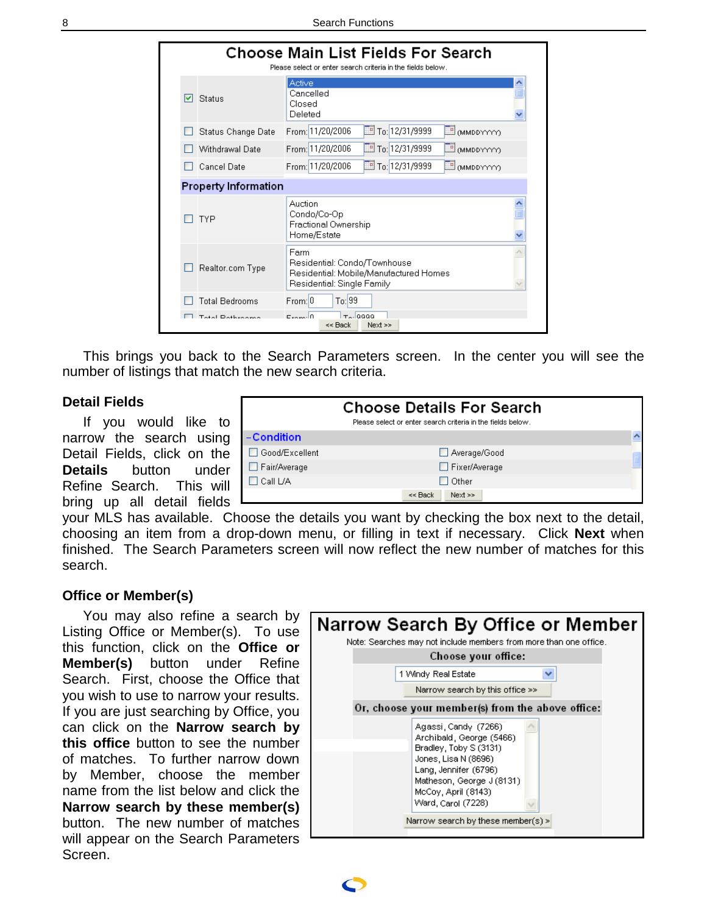This brings you back to the Search Parameters screen. In the center you will see the number of listings that match the new search criteria.

### Detail Fields

If you would like to narrow the search using Detail Fields, click on the **Details** button under Refine Search. This will bring up all detail fields your MLS has available. Choose the details you want by checking the box next to the detail, choosing an item from a drop-down menu, or filling in text if necessary. Click **Next** when finished. The Search Parameters screen will now reflect the new number of matches for this search.

### Office or Member(s)

You may also refine a search by Listing Office or Member(s). To use this function, click on the **Office or Member(s)** button under Refine Search. First, choose the Office that you wish to use to narrow your results. If you are just searching by Office, you can click on the **Narrow search by this office** button to see the number of matches. To further narrow down by Member, choose the member name from the list below and click the **Narrow search by these member(s)** button. The new number of matches will appear on the Search Parameters Screen.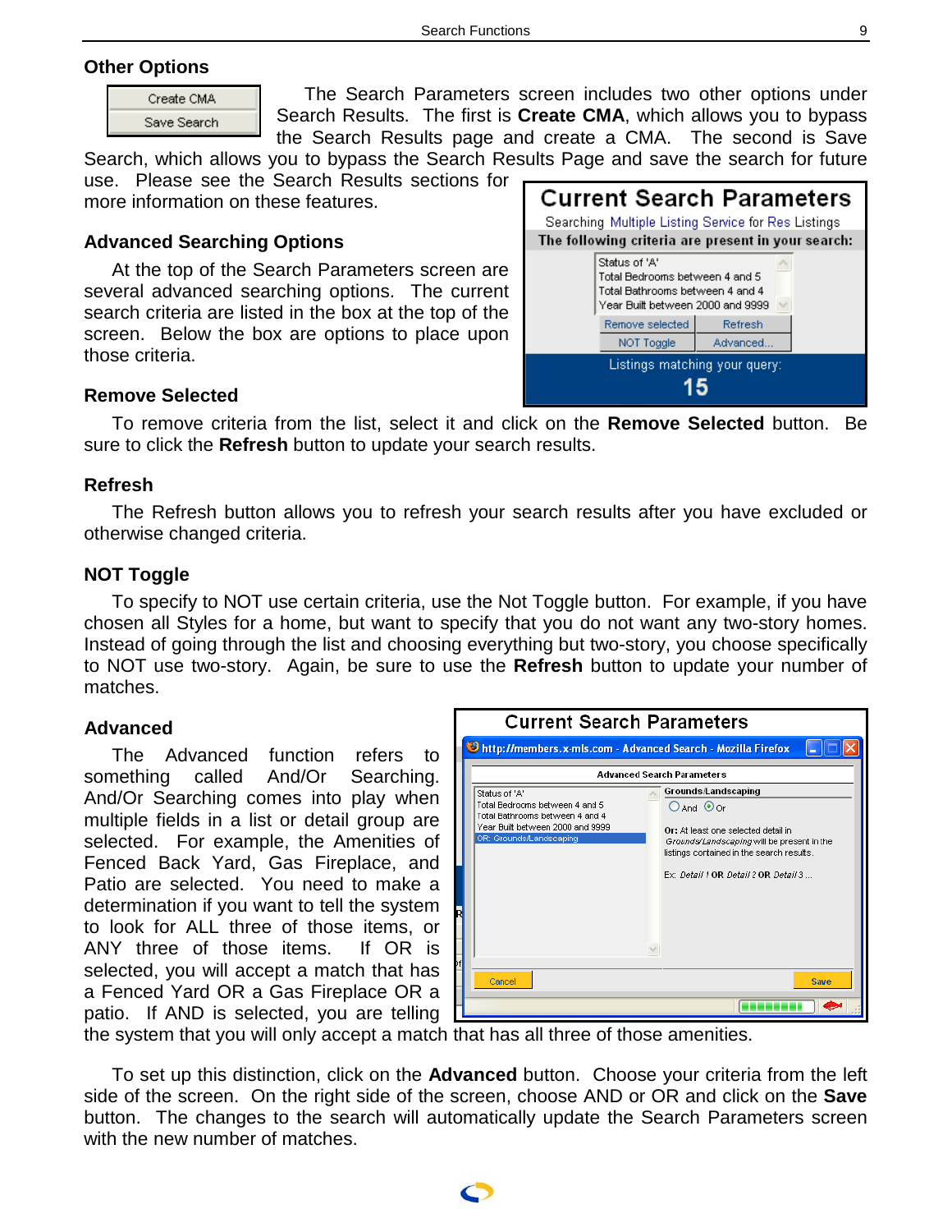## Other Options

The Search Parameters screen includes two other options under Search Results. The first is **Create CMA**, which allows you to bypass the Search Results page and create a CMA. The second is Save Search, which allows you to bypass the Search Results Page and save the search for future use. Please see the Search Results sections for more information on these features.

## Advanced Searching Options

At the top of the Search Parameters screen are several advanced searching options. The current search criteria are listed in the box at the top of the screen. Below the box are options to place upon those criteria.

## Remove Selected

To remove criteria from the list, select it and click on the **Remove Selected** button. Be sure to click the **Refresh** button to update your search results.

## Refresh

The Refresh button allows you to refresh your search results after you have excluded or otherwise changed criteria.

## NOT Toggle

To specify to NOT use certain criteria, use the Not Toggle button. For example, if you have chosen all Styles for a home, but want to specify that you do not want any two-story homes. Instead of going through the list and choosing everything but two-story, you choose specifically to NOT use two-story. Again, be sure to use the **Refresh** button to update your number of matches.

## Advanced

The Advanced function refers to something called And/Or Searching. And/Or Searching comes into play when multiple fields in a list or detail group are selected. For example, the Amenities of Fenced Back Yard, Gas Fireplace, and Patio are selected. You need to make a determination if you want to tell the system to look for ALL three of those items, or ANY three of those items. If OR is selected, you will accept a match that has a Fenced Yard OR a Gas Fireplace OR a patio. If AND is selected, you are telling the system that you will only accept a match that has all three of those amenities.

To set up this distinction, click on the **Advanced** button. Choose your criteria from the left side of the screen. On the right side of the screen, choose AND or OR and click on the **Save** button. The changes to the search will automatically update the Search Parameters screen with the new number of matches.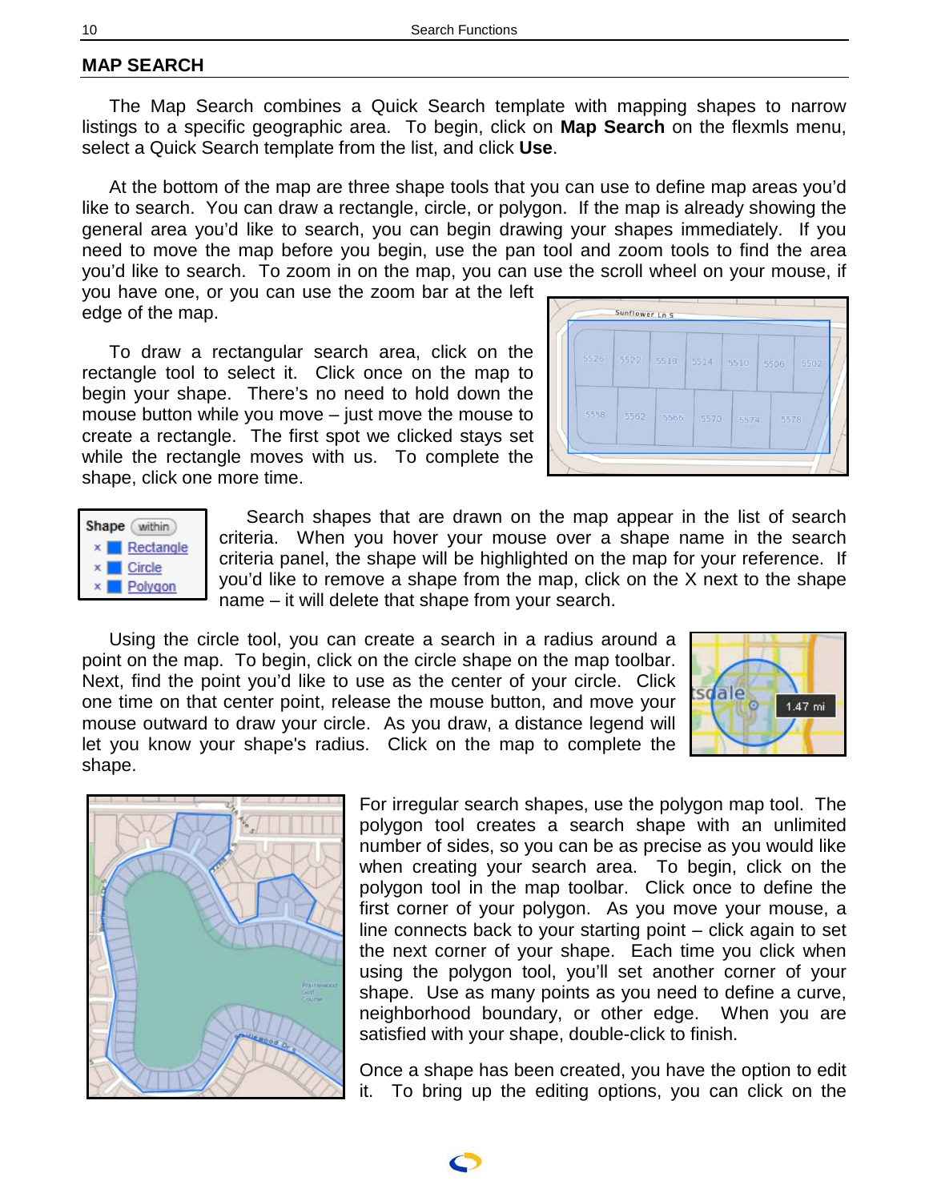## MAP SEARCH

The Map Search combines a Quick Search template with mapping shapes to narrow listings to a specific geographic area. To begin, click on **Map Search** on the flexmls menu, select a Quick Search template from the list, and click **Use**.

At the bottom of the map are three shape tools that you can use to define map areas you'd like to search. You can draw a rectangle, circle, or polygon. If the map is already showing the general area you'd like to search, you can begin drawing your shapes immediately. If you need to move the map before you begin, use the pan tool and zoom tools to find the area you'd like to search. To zoom in on the map, you can use the scroll wheel on your mouse, if you have one, or you can use the zoom bar at the left edge of the map.

To draw a rectangular search area, click on the rectangle tool to select it. Click once on the map to begin your shape. There's no need to hold down the mouse button while you move – just move the mouse to create a rectangle. The first spot we clicked stays set while the rectangle moves with us. To complete the shape, click one more time.

Search shapes that are drawn on the map appear in the list of search criteria. When you hover your mouse over a shape name in the search criteria panel, the shape will be highlighted on the map for your reference. If you'd like to remove a shape from the map, click on the X next to the shape name – it will delete that shape from your search.

Using the circle tool, you can create a search in a radius around a point on the map. To begin, click on the circle shape on the map toolbar. Next, find the point you'd like to use as the center of your circle. Click one time on that center point, release the mouse button, and move your mouse outward to draw your circle. As you draw, a distance legend will let you know your shape's radius. Click on the map to complete the shape.

For irregular search shapes, use the polygon map tool. The polygon tool creates a search shape with an unlimited number of sides, so you can be as precise as you would like when creating your search area. To begin, click on the polygon tool in the map toolbar. Click once to define the first corner of your polygon. As you move your mouse, a line connects back to your starting point – click again to set the next corner of your shape. Each time you click when using the polygon tool, you'll set another corner of your shape. Use as many points as you need to define a curve, neighborhood boundary, or other edge. When you are satisfied with your shape, double-click to finish.

Once a shape has been created, you have the option to edit it. To bring up the editing options, you can click on the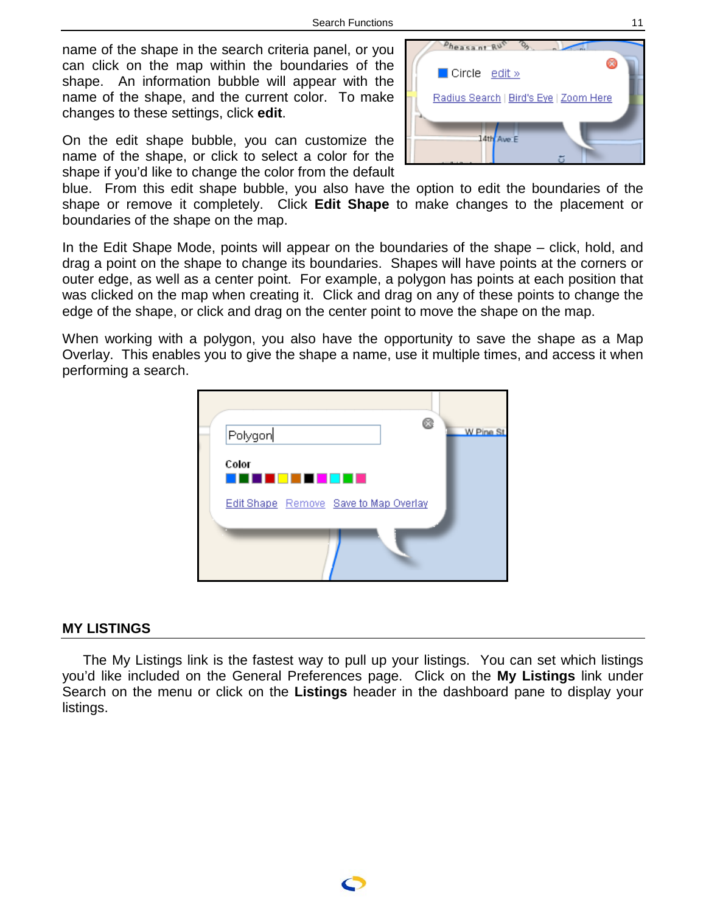name of the shape in the search criteria panel, or you can click on the map within the boundaries of the shape. An information bubble will appear with the name of the shape, and the current color. To make changes to these settings, click **edit**.

On the edit shape bubble, you can customize the name of the shape, or click to select a color for the shape if you'd like to change the color from the default blue. From this edit shape bubble, you also have the option to edit the boundaries of the shape or remove it completely. Click **Edit Shape** to make changes to the placement or boundaries of the shape on the map.

In the Edit Shape Mode, points will appear on the boundaries of the shape – click, hold, and drag a point on the shape to change its boundaries. Shapes will have points at the corners or outer edge, as well as a center point. For example, a polygon has points at each position that was clicked on the map when creating it. Click and drag on any of these points to change the edge of the shape, or click and drag on the center point to move the shape on the map.

When working with a polygon, you also have the opportunity to save the shape as a Map Overlay. This enables you to give the shape a name, use it multiple times, and access it when performing a search.

## MY LISTINGS

The My Listings link is the fastest way to pull up your listings. You can set which listings you'd like included on the General Preferences page. Click on the **My Listings** link under Search on the menu or click on the **Listings** header in the dashboard pane to display your listings.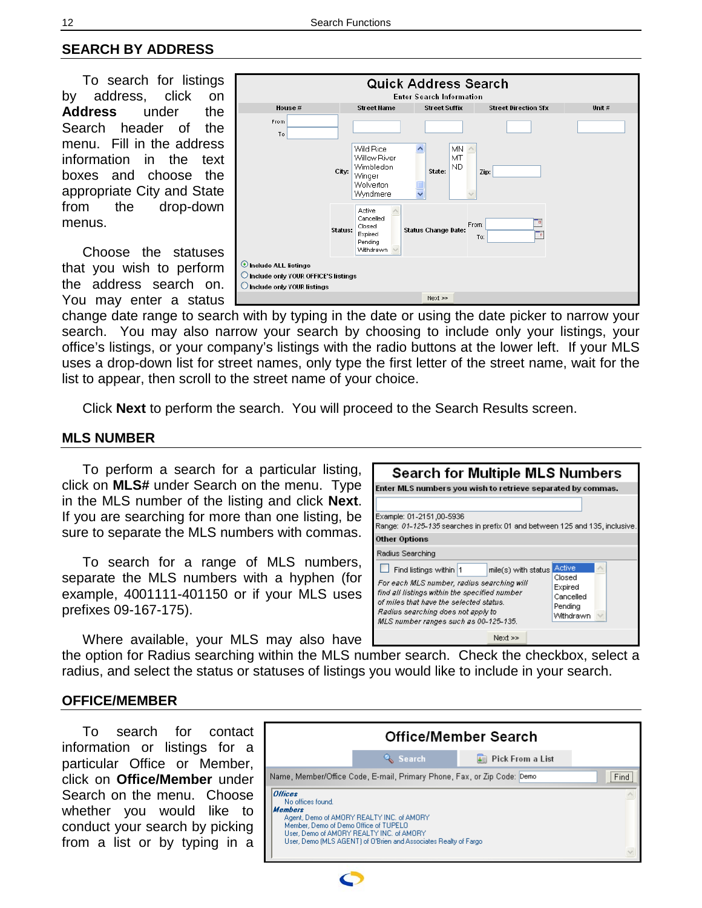## SEARCH BY ADDRESS

To search for listings by address, click on **Address** under the Search header of the menu. Fill in the address information in the text boxes and choose the appropriate City and State from the drop-down menus.

Choose the statuses that you wish to perform the address search on. You may enter a status change date range to search with by typing in the date or using the date picker to narrow your search. You may also narrow your search by choosing to include only your listings, your office's listings, or your company's listings with the radio buttons at the lower left. If your MLS uses a drop-down list for street names, only type the first letter of the street name, wait for the list to appear, then scroll to the street name of your choice.

Click **Next** to perform the search. You will proceed to the Search Results screen.

## MLS NUMBER

To perform a search for a particular listing, click on **MLS#** under Search on the menu. Type in the MLS number of the listing and click **Next**. If you are searching for more than one listing, be sure to separate the MLS numbers with commas.

To search for a range of MLS numbers, separate the MLS numbers with a hyphen (for example, 4001111-401150 or if your MLS uses prefixes 09-167-175).

Where available, your MLS may also have the option for Radius searching within the MLS number search. Check the checkbox, select a radius, and select the status or statuses of listings you would like to include in your search.

## OFFICE/MEMBER

To search for contact information or listings for a particular Office or Member, click on **Office/Member** under Search on the menu. Choose whether you would like to conduct your search by picking from a list or by typing in a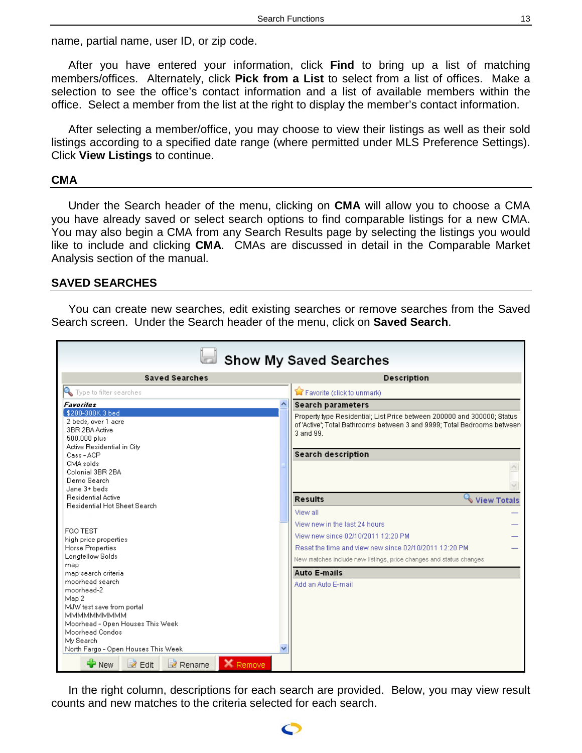name, partial name, user ID, or zip code.

After you have entered your information, click **Find** to bring up a list of matching members/offices. Alternately, click **Pick from a List** to select from a list of offices. Make a selection to see the office's contact information and a list of available members within the office. Select a member from the list at the right to display the member's contact information.

After selecting a member/office, you may choose to view their listings as well as their sold listings according to a specified date range (where permitted under MLS Preference Settings). Click **View Listings** to continue.

## CMA

Under the Search header of the menu, clicking on **CMA** will allow you to choose a CMA you have already saved or select search options to find comparable listings for a new CMA. You may also begin a CMA from any Search Results page by selecting the listings you would like to include and clicking **CMA**. CMAs are discussed in detail in the Comparable Market Analysis section of the manual.

## SAVED SEARCHES

You can create new searches, edit existing searches or remove searches from the Saved Search screen. Under the Search header of the menu, click on **Saved Search**.

In the right column, descriptions for each search are provided. Below, you may view result counts and new matches to the criteria selected for each search.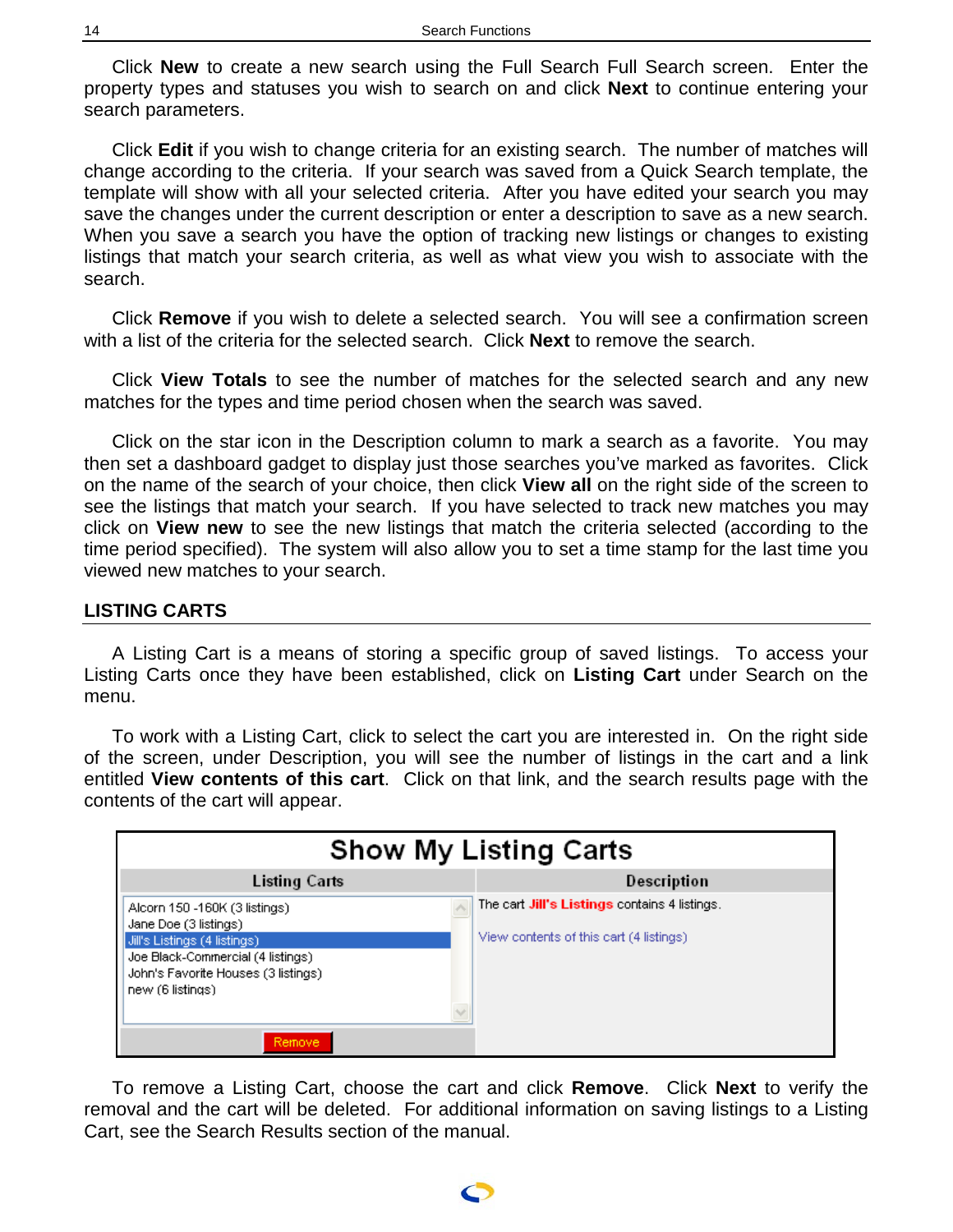Click **New** to create a new search using the Full Search Full Search screen. Enter the property types and statuses you wish to search on and click **Next** to continue entering your search parameters.

Click **Edit** if you wish to change criteria for an existing search. The number of matches will change according to the criteria. If your search was saved from a Quick Search template, the template will show with all your selected criteria. After you have edited your search you may save the changes under the current description or enter a description to save as a new search. When you save a search you have the option of tracking new listings or changes to existing listings that match your search criteria, as well as what view you wish to associate with the search.

Click **Remove** if you wish to delete a selected search. You will see a confirmation screen with a list of the criteria for the selected search. Click **Next** to remove the search.

Click **View Totals** to see the number of matches for the selected search and any new matches for the types and time period chosen when the search was saved.

Click on the star icon in the Description column to mark a search as a favorite. You may then set a dashboard gadget to display just those searches you've marked as favorites. Click on the name of the search of your choice, then click **View all** on the right side of the screen to see the listings that match your search. If you have selected to track new matches you may click on **View new** to see the new listings that match the criteria selected (according to the time period specified). The system will also allow you to set a time stamp for the last time you viewed new matches to your search.

## LISTING CARTS

A Listing Cart is a means of storing a specific group of saved listings. To access your Listing Carts once they have been established, click on **Listing Cart** under Search on the menu.

To work with a Listing Cart, click to select the cart you are interested in. On the right side of the screen, under Description, you will see the number of listings in the cart and a link entitled **View contents of this cart**. Click on that link, and the search results page with the contents of the cart will appear.

Show My Listing Carts

Listing Carts

Alcorn 150 -160K (3 listings)
Jane Doe (3 listings)
Jill's Listings (4 listings)
Joe Black-Commercial (4 listings)
John's Favorite Houses (3 listings)
new (6 listings)

Remove

Description

The cart **Jill's Listings** contains 4 listings.

View contents of this cart (4 listings)

To remove a Listing Cart, choose the cart and click **Remove**. Click **Next** to verify the removal and the cart will be deleted. For additional information on saving listings to a Listing Cart, see the Search Results section of the manual.